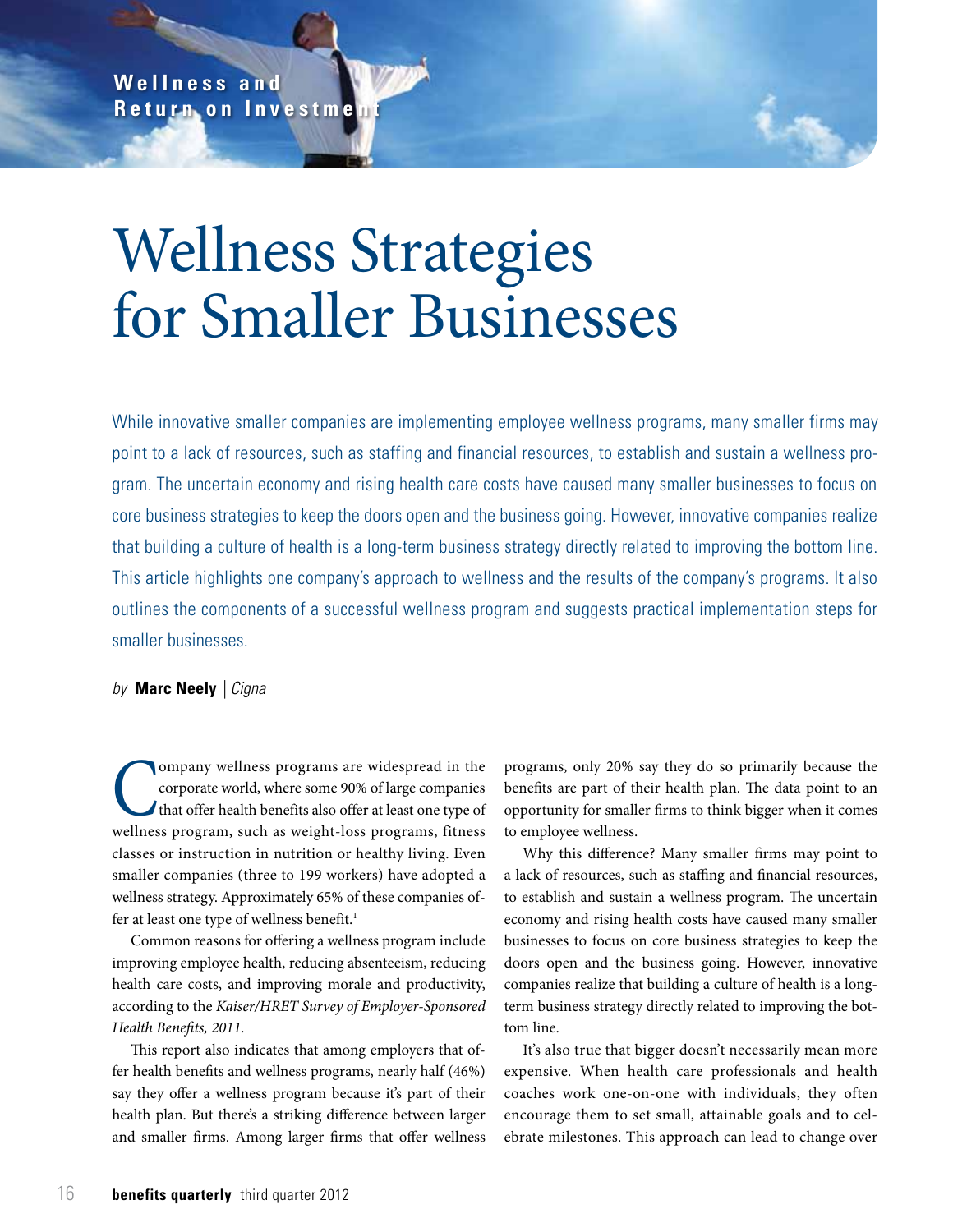Wellness and Return on Investment

# Wellness Strategies for Smaller Businesses

While innovative smaller companies are implementing employee wellness programs, many smaller firms may point to a lack of resources, such as staffing and financial resources, to establish and sustain a wellness program. The uncertain economy and rising health care costs have caused many smaller businesses to focus on core business strategies to keep the doors open and the business going. However, innovative companies realize that building a culture of health is a long-term business strategy directly related to improving the bottom line. This article highlights one company's approach to wellness and the results of the company's programs. It also outlines the components of a successful wellness program and suggests practical implementation steps for smaller businesses.

*by* **Marc Neely** | *Cigna*

Company wellness programs are widespread in the corporate world, where some 90% of large companies that offer health benefits also offer at least one type of wellness program, such as weight-loss programs, fitness classes or instruction in nutrition or healthy living. Even smaller companies (three to 199 workers) have adopted a wellness strategy. Approximately 65% of these companies offer at least one type of wellness benefit.[1]

Common reasons for offering a wellness program include improving employee health, reducing absenteeism, reducing health care costs, and improving morale and productivity, according to the *Kaiser/HRET Survey of Employer-Sponsored Health Benefits, 2011.*

This report also indicates that among employers that offer health benefits and wellness programs, nearly half (46%) say they offer a wellness program because it's part of their health plan. But there's a striking difference between larger and smaller firms. Among larger firms that offer wellness programs, only 20% say they do so primarily because the benefits are part of their health plan. The data point to an opportunity for smaller firms to think bigger when it comes to employee wellness.

Why this difference? Many smaller firms may point to a lack of resources, such as staffing and financial resources, to establish and sustain a wellness program. The uncertain economy and rising health costs have caused many smaller businesses to focus on core business strategies to keep the doors open and the business going. However, innovative companies realize that building a culture of health is a long-term business strategy directly related to improving the bottom line.

It's also true that bigger doesn't necessarily mean more expensive. When health care professionals and health coaches work one-on-one with individuals, they often encourage them to set small, attainable goals and to celebrate milestones. This approach can lead to change over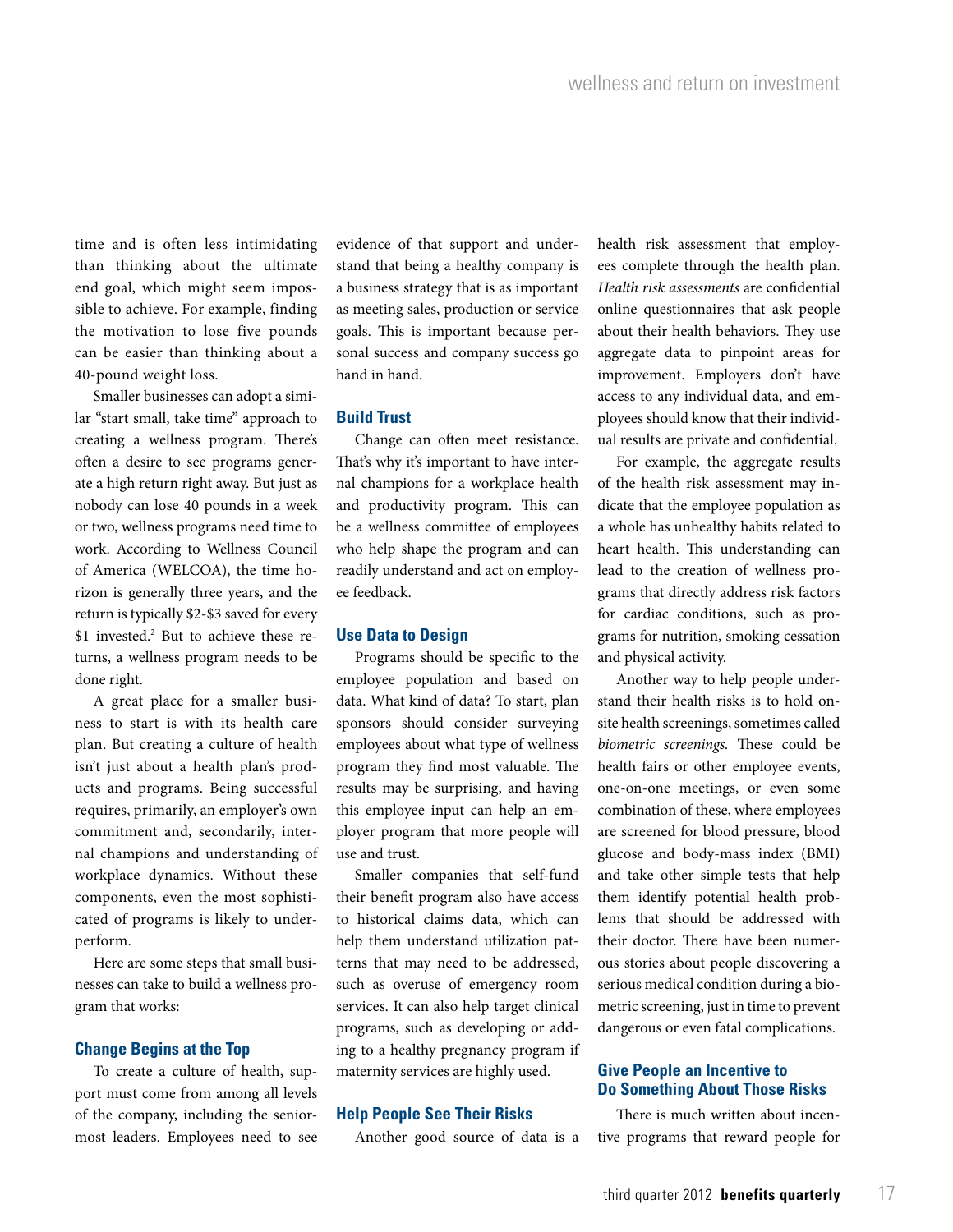time and is often less intimidating than thinking about the ultimate end goal, which might seem impossible to achieve. For example, finding the motivation to lose five pounds can be easier than thinking about a 40-pound weight loss.

Smaller businesses can adopt a similar "start small, take time" approach to creating a wellness program. There's often a desire to see programs generate a high return right away. But just as nobody can lose 40 pounds in a week or two, wellness programs need time to work. According to Wellness Council of America (WELCOA), the time horizon is generally three years, and the return is typically $2-$3 saved for every $1 invested.[2] But to achieve these returns, a wellness program needs to be done right.

A great place for a smaller business to start is with its health care plan. But creating a culture of health isn't just about a health plan's products and programs. Being successful requires, primarily, an employer's own commitment and, secondarily, internal champions and understanding of workplace dynamics. Without these components, even the most sophisticated of programs is likely to underperform.

Here are some steps that small businesses can take to build a wellness program that works:

### Change Begins at the Top

To create a culture of health, support must come from among all levels of the company, including the seniormost leaders. Employees need to see evidence of that support and understand that being a healthy company is a business strategy that is as important as meeting sales, production or service goals. This is important because personal success and company success go hand in hand.

### Build Trust

Change can often meet resistance. That's why it's important to have internal champions for a workplace health and productivity program. This can be a wellness committee of employees who help shape the program and can readily understand and act on employee feedback.

### Use Data to Design

Programs should be specific to the employee population and based on data. What kind of data? To start, plan sponsors should consider surveying employees about what type of wellness program they find most valuable. The results may be surprising, and having this employee input can help an employer program that more people will use and trust.

Smaller companies that self-fund their benefit program also have access to historical claims data, which can help them understand utilization patterns that may need to be addressed, such as overuse of emergency room services. It can also help target clinical programs, such as developing or adding to a healthy pregnancy program if maternity services are highly used.

### Help People See Their Risks

Another good source of data is a health risk assessment that employees complete through the health plan. *Health risk assessments* are confidential online questionnaires that ask people about their health behaviors. They use aggregate data to pinpoint areas for improvement. Employers don't have access to any individual data, and employees should know that their individual results are private and confidential.

For example, the aggregate results of the health risk assessment may indicate that the employee population as a whole has unhealthy habits related to heart health. This understanding can lead to the creation of wellness programs that directly address risk factors for cardiac conditions, such as programs for nutrition, smoking cessation and physical activity.

Another way to help people understand their health risks is to hold onsite health screenings, sometimes called *biometric screenings.* These could be health fairs or other employee events, one-on-one meetings, or even some combination of these, where employees are screened for blood pressure, blood glucose and body-mass index (BMI) and take other simple tests that help them identify potential health problems that should be addressed with their doctor. There have been numerous stories about people discovering a serious medical condition during a biometric screening, just in time to prevent dangerous or even fatal complications.

### Give People an Incentive to Do Something About Those Risks

There is much written about incentive programs that reward people for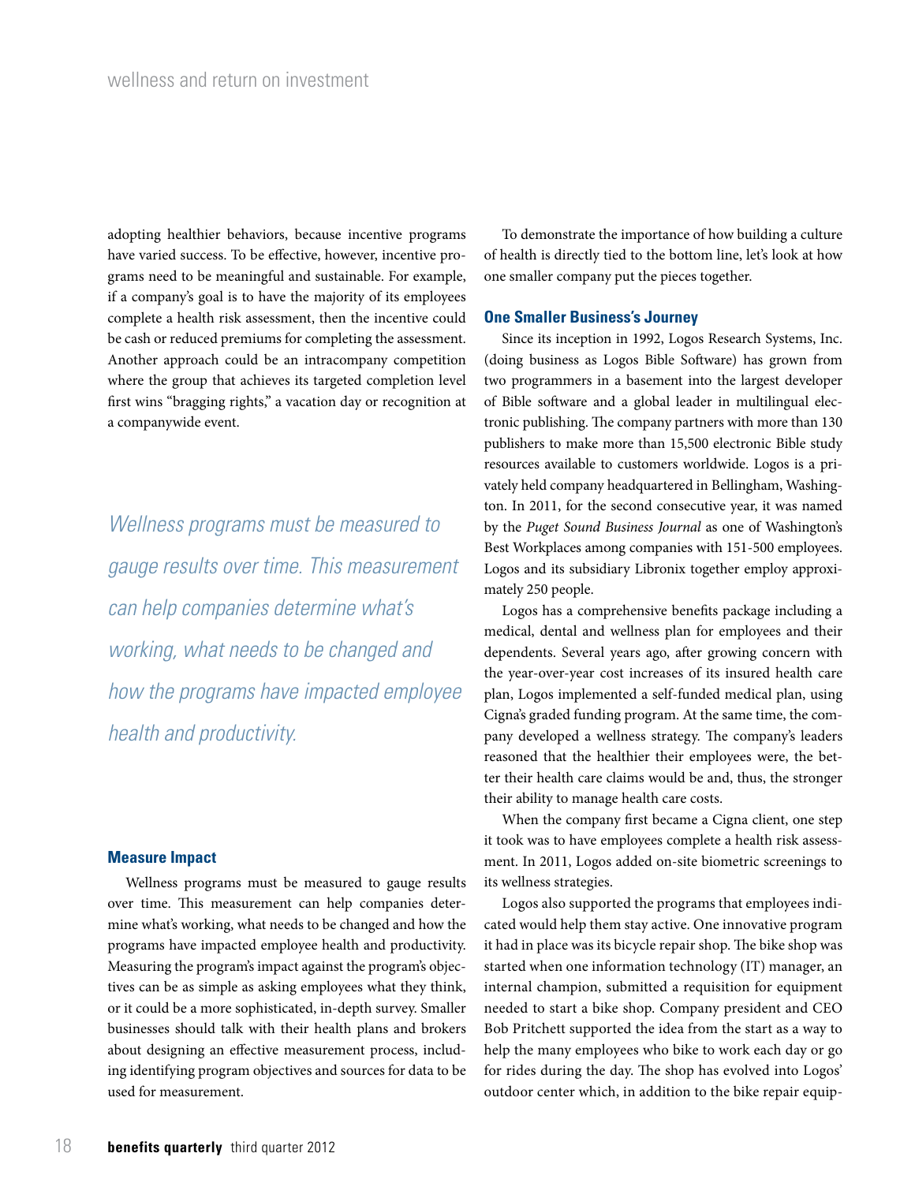adopting healthier behaviors, because incentive programs have varied success. To be effective, however, incentive programs need to be meaningful and sustainable. For example, if a company's goal is to have the majority of its employees complete a health risk assessment, then the incentive could be cash or reduced premiums for completing the assessment. Another approach could be an intracompany competition where the group that achieves its targeted completion level first wins "bragging rights," a vacation day or recognition at a companywide event.

*Wellness programs must be measured to gauge results over time. This measurement can help companies determine what's working, what needs to be changed and how the programs have impacted employee health and productivity.*

### Measure Impact

Wellness programs must be measured to gauge results over time. This measurement can help companies determine what's working, what needs to be changed and how the programs have impacted employee health and productivity. Measuring the program's impact against the program's objectives can be as simple as asking employees what they think, or it could be a more sophisticated, in-depth survey. Smaller businesses should talk with their health plans and brokers about designing an effective measurement process, including identifying program objectives and sources for data to be used for measurement.

To demonstrate the importance of how building a culture of health is directly tied to the bottom line, let's look at how one smaller company put the pieces together.

### One Smaller Business's Journey

Since its inception in 1992, Logos Research Systems, Inc. (doing business as Logos Bible Software) has grown from two programmers in a basement into the largest developer of Bible software and a global leader in multilingual electronic publishing. The company partners with more than 130 publishers to make more than 15,500 electronic Bible study resources available to customers worldwide. Logos is a privately held company headquartered in Bellingham, Washington. In 2011, for the second consecutive year, it was named by the *Puget Sound Business Journal* as one of Washington's Best Workplaces among companies with 151-500 employees. Logos and its subsidiary Libronix together employ approximately 250 people.

Logos has a comprehensive benefits package including a medical, dental and wellness plan for employees and their dependents. Several years ago, after growing concern with the year-over-year cost increases of its insured health care plan, Logos implemented a self-funded medical plan, using Cigna's graded funding program. At the same time, the company developed a wellness strategy. The company's leaders reasoned that the healthier their employees were, the better their health care claims would be and, thus, the stronger their ability to manage health care costs.

When the company first became a Cigna client, one step it took was to have employees complete a health risk assessment. In 2011, Logos added on-site biometric screenings to its wellness strategies.

Logos also supported the programs that employees indicated would help them stay active. One innovative program it had in place was its bicycle repair shop. The bike shop was started when one information technology (IT) manager, an internal champion, submitted a requisition for equipment needed to start a bike shop. Company president and CEO Bob Pritchett supported the idea from the start as a way to help the many employees who bike to work each day or go for rides during the day. The shop has evolved into Logos' outdoor center which, in addition to the bike repair equip-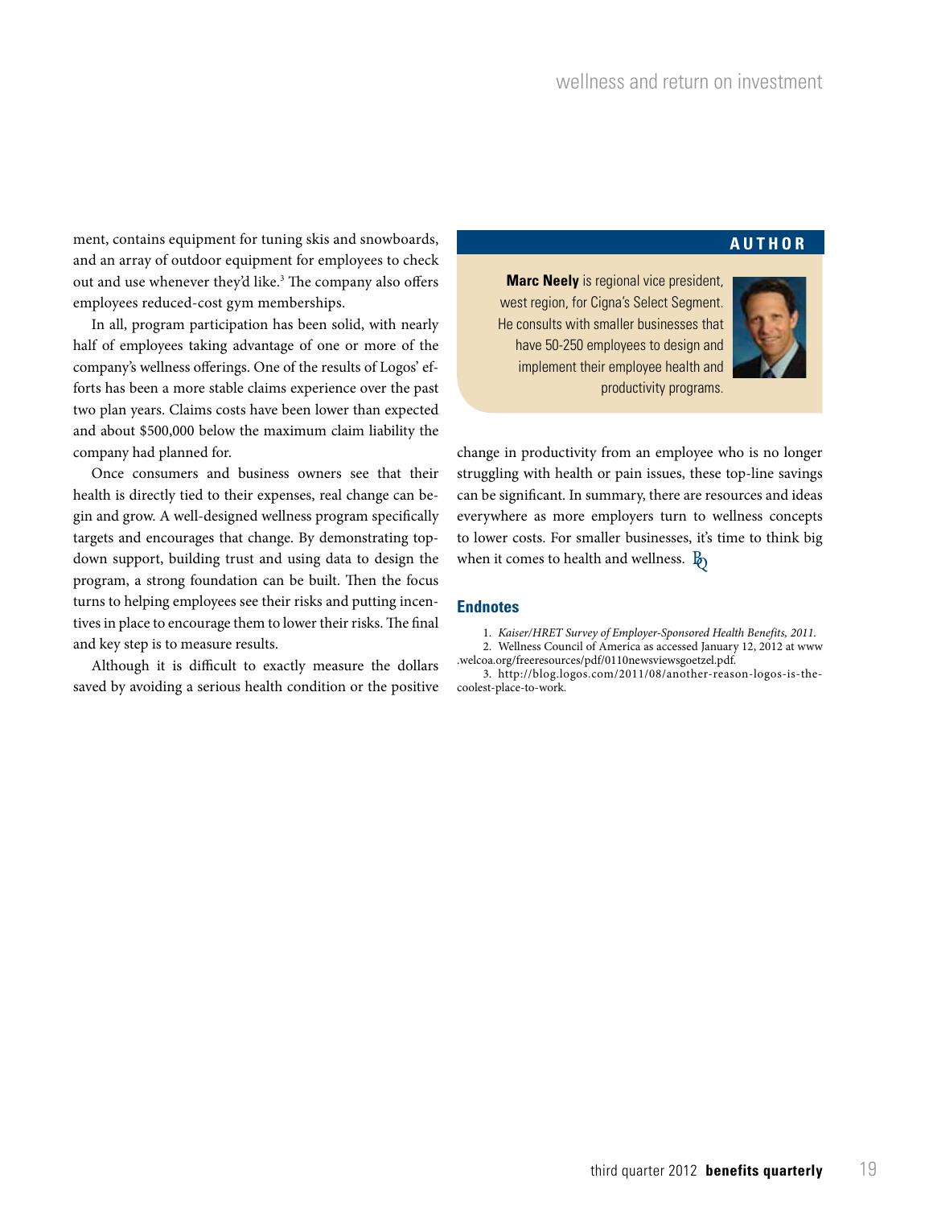ment, contains equipment for tuning skis and snowboards, and an array of outdoor equipment for employees to check out and use whenever they'd like.[3] The company also offers employees reduced-cost gym memberships.

In all, program participation has been solid, with nearly half of employees taking advantage of one or more of the company's wellness offerings. One of the results of Logos' efforts has been a more stable claims experience over the past two plan years. Claims costs have been lower than expected and about $500,000 below the maximum claim liability the company had planned for.

Once consumers and business owners see that their health is directly tied to their expenses, real change can begin and grow. A well-designed wellness program specifically targets and encourages that change. By demonstrating top-down support, building trust and using data to design the program, a strong foundation can be built. Then the focus turns to helping employees see their risks and putting incentives in place to encourage them to lower their risks. The final and key step is to measure results.

Although it is difficult to exactly measure the dollars saved by avoiding a serious health condition or the positive change in productivity from an employee who is no longer struggling with health or pain issues, these top-line savings can be significant. In summary, there are resources and ideas everywhere as more employers turn to wellness concepts to lower costs. For smaller businesses, it's time to think big when it comes to health and wellness.

## AUTHOR

**Marc Neely** is regional vice president, west region, for Cigna's Select Segment. He consults with smaller businesses that have 50-250 employees to design and implement their employee health and productivity programs.

## Endnotes

1. *Kaiser/HRET Survey of Employer-Sponsored Health Benefits, 2011.*
2. Wellness Council of America as accessed January 12, 2012 at www.welcoa.org/freeresources/pdf/0110newsviewsgoetzel.pdf.
3. http://blog.logos.com/2011/08/another-reason-logos-is-the-coolest-place-to-work.